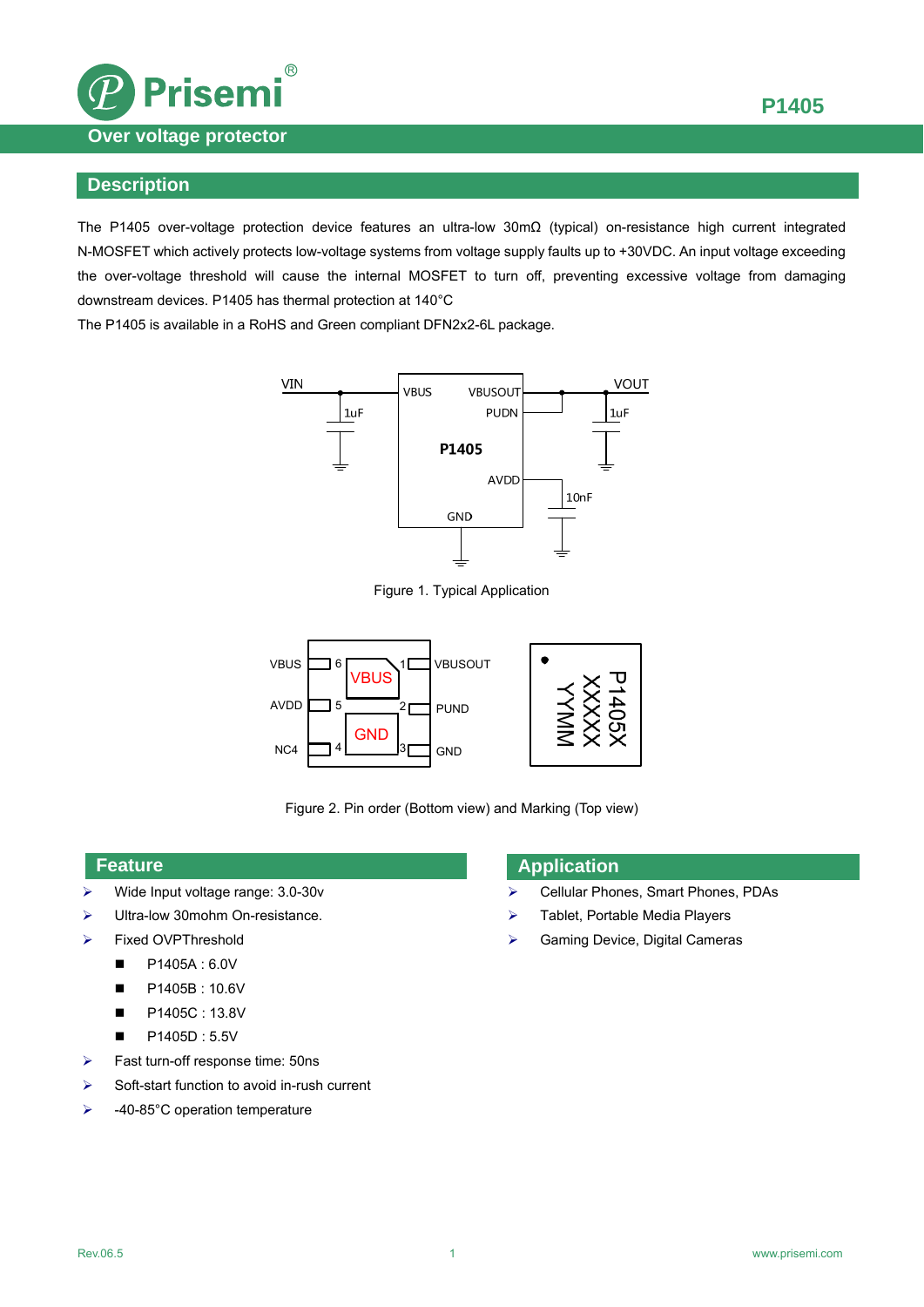# P1405

## Over voltage protector

## Description

The P1405 over-voltage protection device features an ultra-low 30mΩ (typical) on-resistance high current integrated N-MOSFET which actively protects low-voltage systems from voltage supply faults up to +30VDC. An input voltage exceeding the over-voltage threshold will cause the internal MOSFET to turn off, preventing excessive voltage from damaging downstream devices. P1405 has thermal protection at 140°C

The P1405 is available in a RoHS and Green compliant DFN2x2-6L package.

Figure 1. Typical Application

Figure 2. Pin order (Bottom view) and Marking (Top view)

## Feature

- Wide Input voltage range: 3.0-30v
- Ultra-low 30mohm On-resistance.
- Fixed OVPThreshold
  - P1405A : 6.0V
  - P1405B : 10.6V
  - P1405C : 13.8V
  - P1405D : 5.5V
- Fast turn-off response time: 50ns
- Soft-start function to avoid in-rush current
- -40-85°C operation temperature

## Application

- Cellular Phones, Smart Phones, PDAs
- Tablet, Portable Media Players
- Gaming Device, Digital Cameras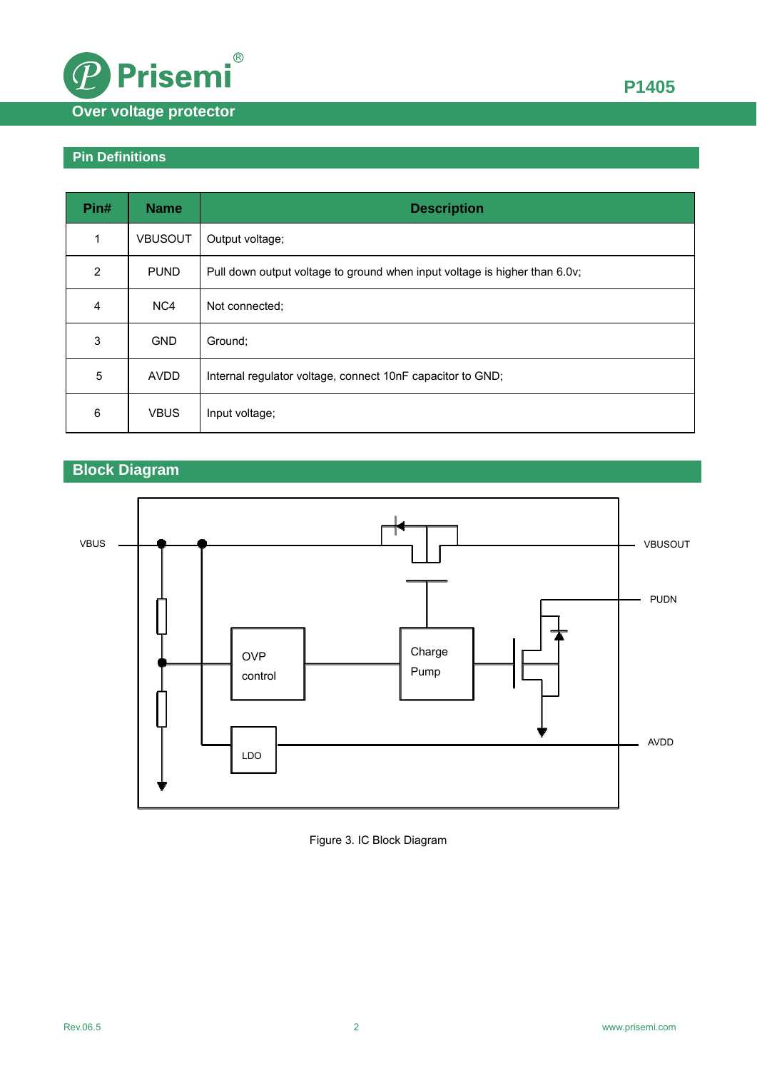## Pin Definitions

| Pin# | Name | Description |
|---|---|---|
| 1 | VBUSOUT | Output voltage; |
| 2 | PUND | Pull down output voltage to ground when input voltage is higher than 6.0v; |
| 4 | NC4 | Not connected; |
| 3 | GND | Ground; |
| 5 | AVDD | Internal regulator voltage, connect 10nF capacitor to GND; |
| 6 | VBUS | Input voltage; |

## Block Diagram

Figure 3. IC Block Diagram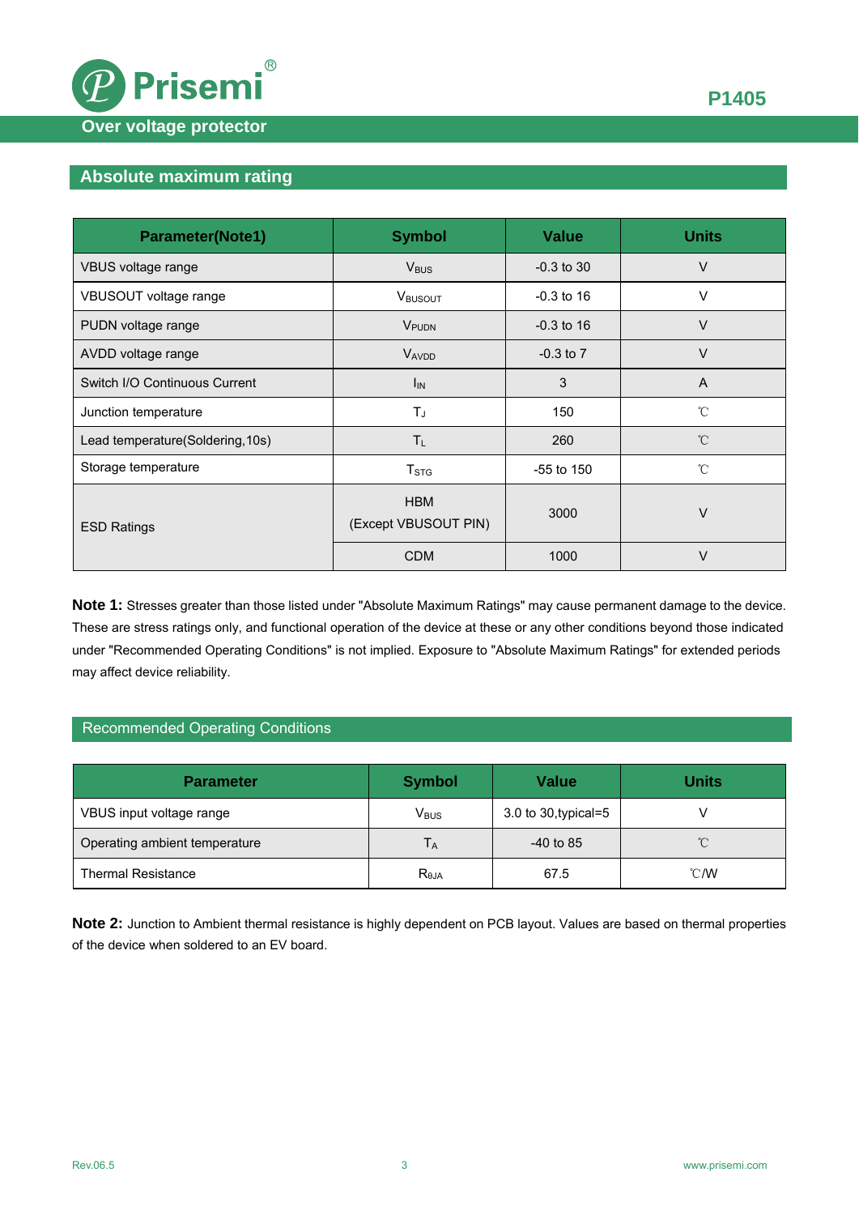## Absolute maximum rating

| Parameter(Note1) | Symbol | Value | Units |
|---|---|---|---|
| VBUS voltage range | $V_{BUS}$ | -0.3 to 30 | V |
| VBUSOUT voltage range | $V_{BUSOUT}$ | -0.3 to 16 | V |
| PUDN voltage range | $V_{PUDN}$ | -0.3 to 16 | V |
| AVDD voltage range | $V_{AVDD}$ | -0.3 to 7 | V |
| Switch I/O Continuous Current | $I_{IN}$ | 3 | A |
| Junction temperature | $T_J$ | 150 | ℃ |
| Lead temperature(Soldering,10s) | $T_L$ | 260 | ℃ |
| Storage temperature | $T_{STG}$ | -55 to 150 | ℃ |
| ESD Ratings | HBM (Except VBUSOUT PIN) | 3000 | V |
| | CDM | 1000 | V |

**Note 1:** Stresses greater than those listed under "Absolute Maximum Ratings" may cause permanent damage to the device. These are stress ratings only, and functional operation of the device at these or any other conditions beyond those indicated under "Recommended Operating Conditions" is not implied. Exposure to "Absolute Maximum Ratings" for extended periods may affect device reliability.

## Recommended Operating Conditions

| Parameter | Symbol | Value | Units |
|---|---|---|---|
| VBUS input voltage range | $V_{BUS}$ | 3.0 to 30,typical=5 | V |
| Operating ambient temperature | $T_A$ | -40 to 85 | ℃ |
| Thermal Resistance | $R_{\theta JA}$ | 67.5 | ℃/W |

**Note 2:** Junction to Ambient thermal resistance is highly dependent on PCB layout. Values are based on thermal properties of the device when soldered to an EV board.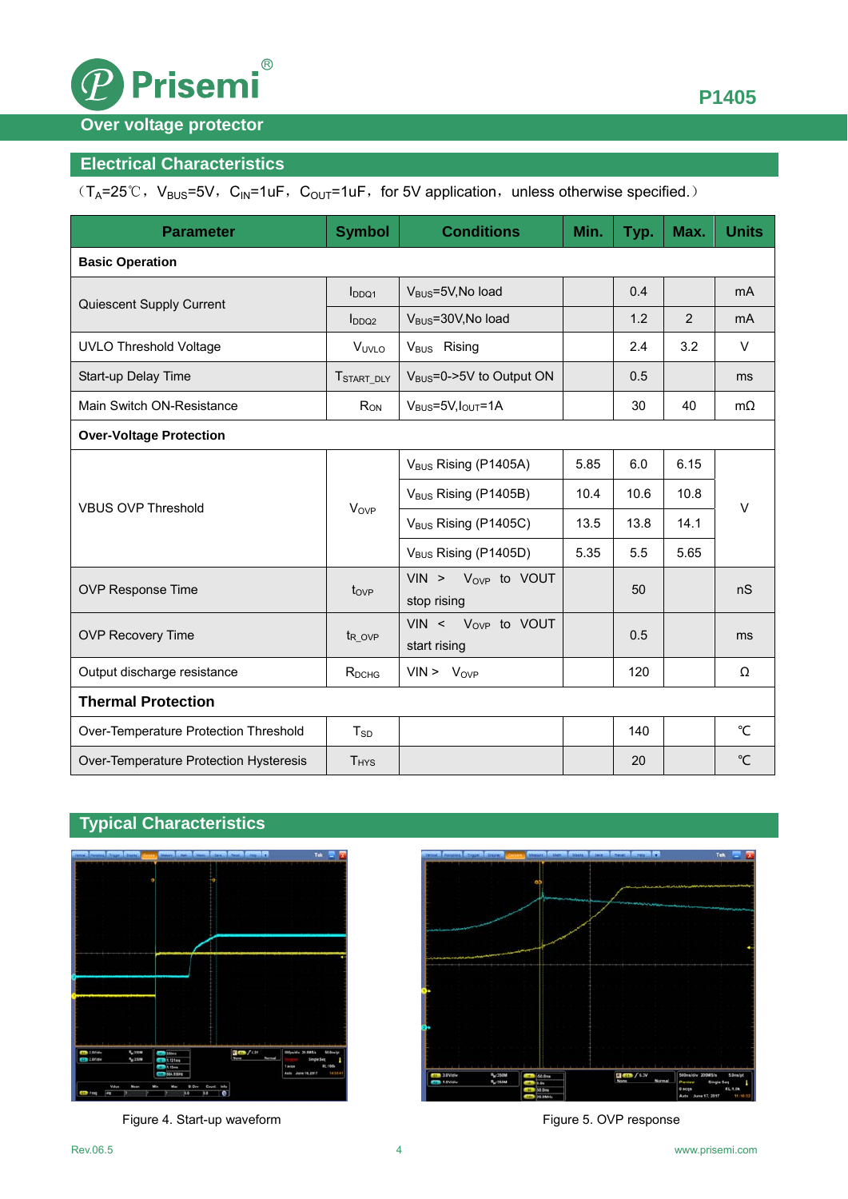## Electrical Characteristics

（$T_A$=25℃，$V_{BUS}$=5V，$C_{IN}$=1uF，$C_{OUT}$=1uF，for 5V application，unless otherwise specified.）

| Parameter | Symbol | Conditions | Min. | Typ. | Max. | Units |
|---|---|---|---|---|---|---|
| **Basic Operation** | | | | | | |
| Quiescent Supply Current | $I_{DDQ1}$ | $V_{BUS}$=5V,No load | | 0.4 | | mA |
| | $I_{DDQ2}$ | $V_{BUS}$=30V,No load | | 1.2 | 2 | mA |
| UVLO Threshold Voltage | $V_{UVLO}$ | $V_{BUS}$ Rising | | 2.4 | 3.2 | V |
| Start-up Delay Time | $T_{START\_DLY}$ | $V_{BUS}$=0->5V to Output ON | | 0.5 | | ms |
| Main Switch ON-Resistance | $R_{ON}$ | $V_{BUS}$=5V,$I_{OUT}$=1A | | 30 | 40 | mΩ |
| **Over-Voltage Protection** | | | | | | |
| VBUS OVP Threshold | $V_{OVP}$ | $V_{BUS}$ Rising (P1405A) | 5.85 | 6.0 | 6.15 | V |
| | | $V_{BUS}$ Rising (P1405B) | 10.4 | 10.6 | 10.8 | |
| | | $V_{BUS}$ Rising (P1405C) | 13.5 | 13.8 | 14.1 | |
| | | $V_{BUS}$ Rising (P1405D) | 5.35 | 5.5 | 5.65 | |
| OVP Response Time | $t_{OVP}$ | VIN > $V_{OVP}$ to VOUT stop rising | | 50 | | nS |
| OVP Recovery Time | $t_{R\_OVP}$ | VIN < $V_{OVP}$ to VOUT start rising | | 0.5 | | ms |
| Output discharge resistance | $R_{DCHG}$ | VIN > $V_{OVP}$ | | 120 | | Ω |
| **Thermal Protection** | | | | | | |
| Over-Temperature Protection Threshold | $T_{SD}$ | | | 140 | | ℃ |
| Over-Temperature Protection Hysteresis | $T_{HYS}$ | | | 20 | | ℃ |

## Typical Characteristics

Figure 4. Start-up waveform

Figure 5. OVP response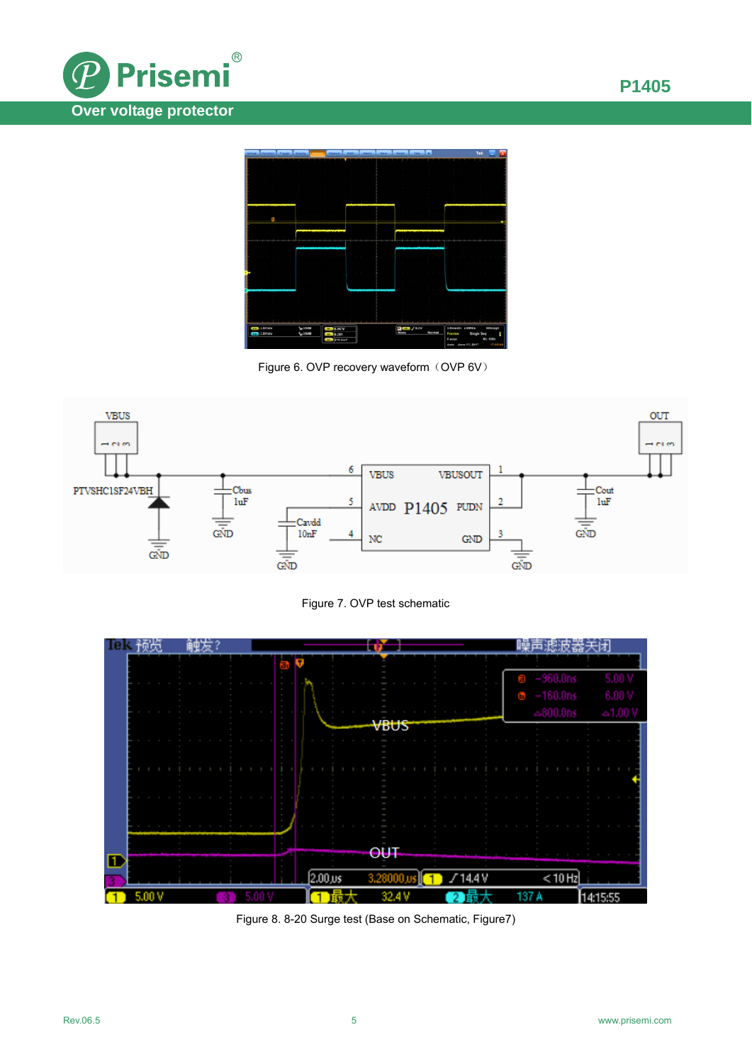Figure 6. OVP recovery waveform（OVP 6V）

Figure 7. OVP test schematic

Figure 8. 8-20 Surge test (Base on Schematic, Figure7)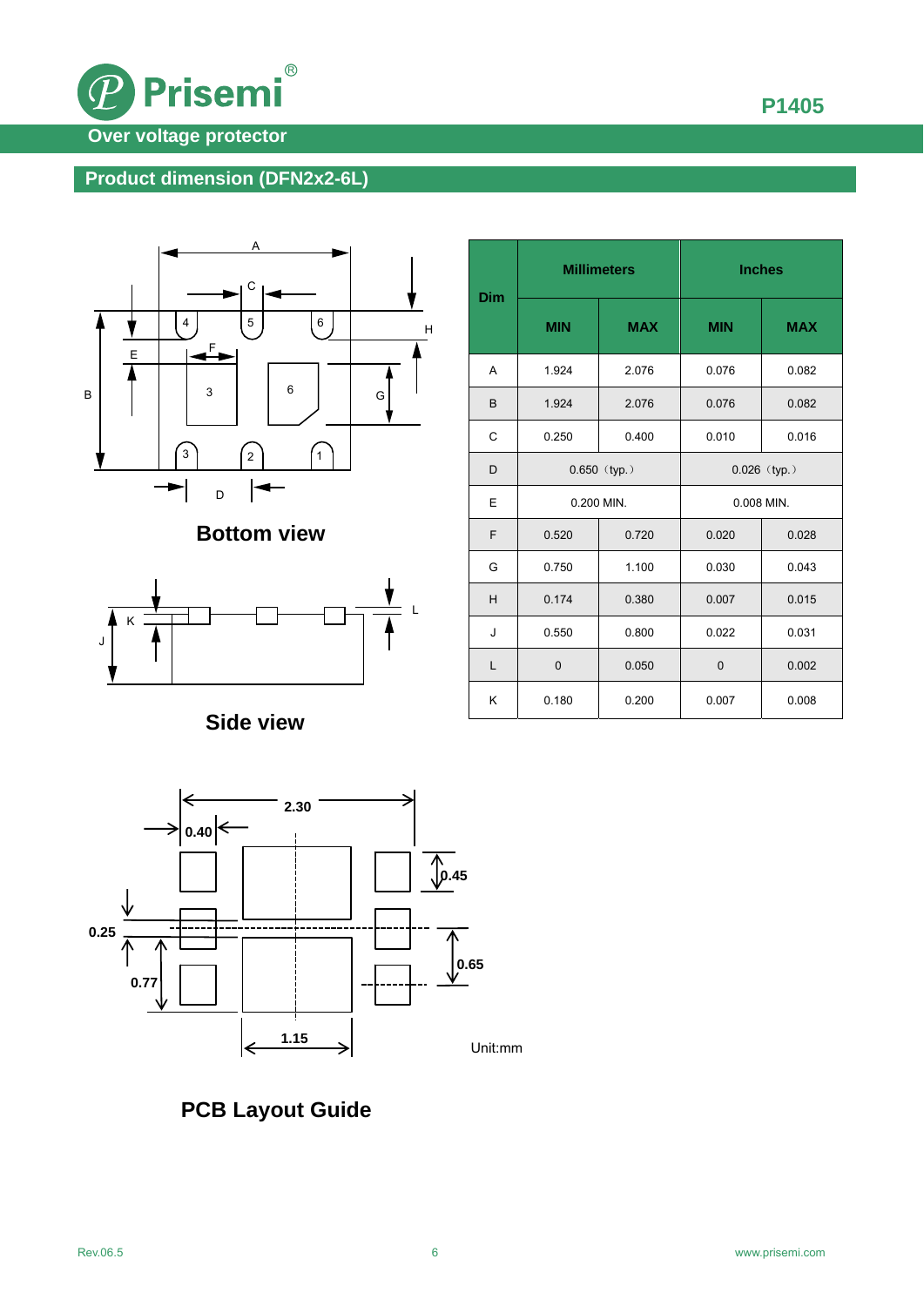## Product dimension (DFN2x2-6L)

Bottom view

Side view

| Dim | Millimeters | | Inches | |
|---|---|---|---|---|
| | MIN | MAX | MIN | MAX |
| A | 1.924 | 2.076 | 0.076 | 0.082 |
| B | 1.924 | 2.076 | 0.076 | 0.082 |
| C | 0.250 | 0.400 | 0.010 | 0.016 |
| D | 0.650（typ.） | | 0.026（typ.） | |
| E | 0.200 MIN. | | 0.008 MIN. | |
| F | 0.520 | 0.720 | 0.020 | 0.028 |
| G | 0.750 | 1.100 | 0.030 | 0.043 |
| H | 0.174 | 0.380 | 0.007 | 0.015 |
| J | 0.550 | 0.800 | 0.022 | 0.031 |
| L | 0 | 0.050 | 0 | 0.002 |
| K | 0.180 | 0.200 | 0.007 | 0.008 |

Unit:mm

PCB Layout Guide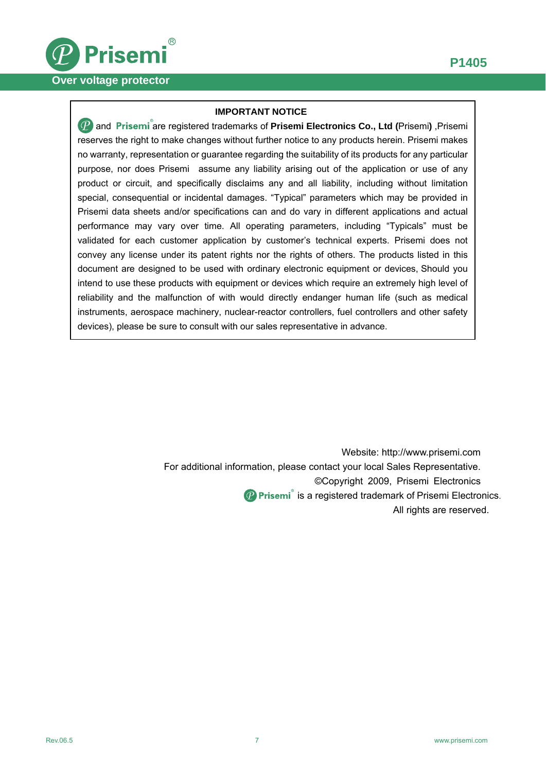**IMPORTANT NOTICE**

and Prisemi® are registered trademarks of **Prisemi Electronics Co., Ltd (**Prisemi**)** ,Prisemi reserves the right to make changes without further notice to any products herein. Prisemi makes no warranty, representation or guarantee regarding the suitability of its products for any particular purpose, nor does Prisemi assume any liability arising out of the application or use of any product or circuit, and specifically disclaims any and all liability, including without limitation special, consequential or incidental damages. "Typical" parameters which may be provided in Prisemi data sheets and/or specifications can and do vary in different applications and actual performance may vary over time. All operating parameters, including "Typicals" must be validated for each customer application by customer's technical experts. Prisemi does not convey any license under its patent rights nor the rights of others. The products listed in this document are designed to be used with ordinary electronic equipment or devices, Should you intend to use these products with equipment or devices which require an extremely high level of reliability and the malfunction of with would directly endanger human life (such as medical instruments, aerospace machinery, nuclear-reactor controllers, fuel controllers and other safety devices), please be sure to consult with our sales representative in advance.

Website: http://www.prisemi.com

For additional information, please contact your local Sales Representative.

©Copyright 2009, Prisemi Electronics

Prisemi® is a registered trademark of Prisemi Electronics.

All rights are reserved.